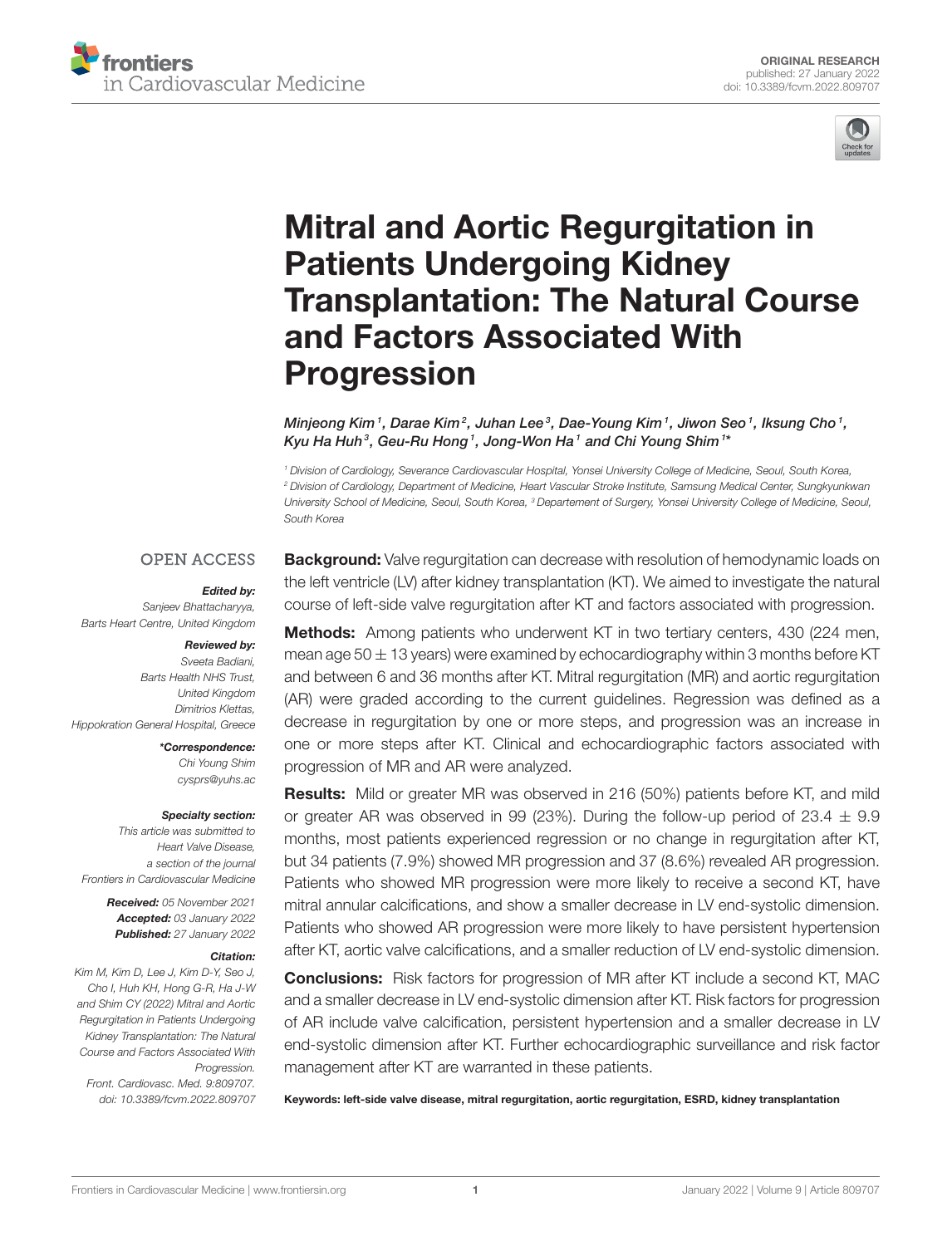ORIGINAL RESEARCH
published: 27 January 2022
doi: 10.3389/fcvm.2022.809707

# Mitral and Aortic Regurgitation in Patients Undergoing Kidney Transplantation: The Natural Course and Factors Associated With Progression

*Minjeong Kim[1], Darae Kim[2], Juhan Lee[3], Dae-Young Kim[1], Jiwon Seo[1], Iksung Cho[1], Kyu Ha Huh[3], Geu-Ru Hong[1], Jong-Won Ha[1] and Chi Young Shim[1]\**

[1] Division of Cardiology, Severance Cardiovascular Hospital, Yonsei University College of Medicine, Seoul, South Korea, [2] Division of Cardiology, Department of Medicine, Heart Vascular Stroke Institute, Samsung Medical Center, Sungkyunkwan University School of Medicine, Seoul, South Korea, [3] Departement of Surgery, Yonsei University College of Medicine, Seoul, South Korea

OPEN ACCESS

***Edited by:***
Sanjeev Bhattacharyya,
Barts Heart Centre, United Kingdom

***Reviewed by:***
Sveeta Badiani,
Barts Health NHS Trust,
United Kingdom
Dimitrios Klettas,
Hippokration General Hospital, Greece

***\*Correspondence:***
Chi Young Shim
cysprs@yuhs.ac

***Specialty section:***
This article was submitted to
Heart Valve Disease,
a section of the journal
Frontiers in Cardiovascular Medicine

***Received:*** 05 November 2021
***Accepted:*** 03 January 2022
***Published:*** 27 January 2022

***Citation:***
Kim M, Kim D, Lee J, Kim D-Y, Seo J, Cho I, Huh KH, Hong G-R, Ha J-W and Shim CY (2022) Mitral and Aortic Regurgitation in Patients Undergoing Kidney Transplantation: The Natural Course and Factors Associated With Progression.
Front. Cardiovasc. Med. 9:809707.
doi: 10.3389/fcvm.2022.809707

**Background:** Valve regurgitation can decrease with resolution of hemodynamic loads on the left ventricle (LV) after kidney transplantation (KT). We aimed to investigate the natural course of left-side valve regurgitation after KT and factors associated with progression.

**Methods:** Among patients who underwent KT in two tertiary centers, 430 (224 men, mean age 50 ± 13 years) were examined by echocardiography within 3 months before KT and between 6 and 36 months after KT. Mitral regurgitation (MR) and aortic regurgitation (AR) were graded according to the current guidelines. Regression was defined as a decrease in regurgitation by one or more steps, and progression was an increase in one or more steps after KT. Clinical and echocardiographic factors associated with progression of MR and AR were analyzed.

**Results:** Mild or greater MR was observed in 216 (50%) patients before KT, and mild or greater AR was observed in 99 (23%). During the follow-up period of 23.4 ± 9.9 months, most patients experienced regression or no change in regurgitation after KT, but 34 patients (7.9%) showed MR progression and 37 (8.6%) revealed AR progression. Patients who showed MR progression were more likely to receive a second KT, have mitral annular calcifications, and show a smaller decrease in LV end-systolic dimension. Patients who showed AR progression were more likely to have persistent hypertension after KT, aortic valve calcifications, and a smaller reduction of LV end-systolic dimension.

**Conclusions:** Risk factors for progression of MR after KT include a second KT, MAC and a smaller decrease in LV end-systolic dimension after KT. Risk factors for progression of AR include valve calcification, persistent hypertension and a smaller decrease in LV end-systolic dimension after KT. Further echocardiographic surveillance and risk factor management after KT are warranted in these patients.

**Keywords: left-side valve disease, mitral regurgitation, aortic regurgitation, ESRD, kidney transplantation**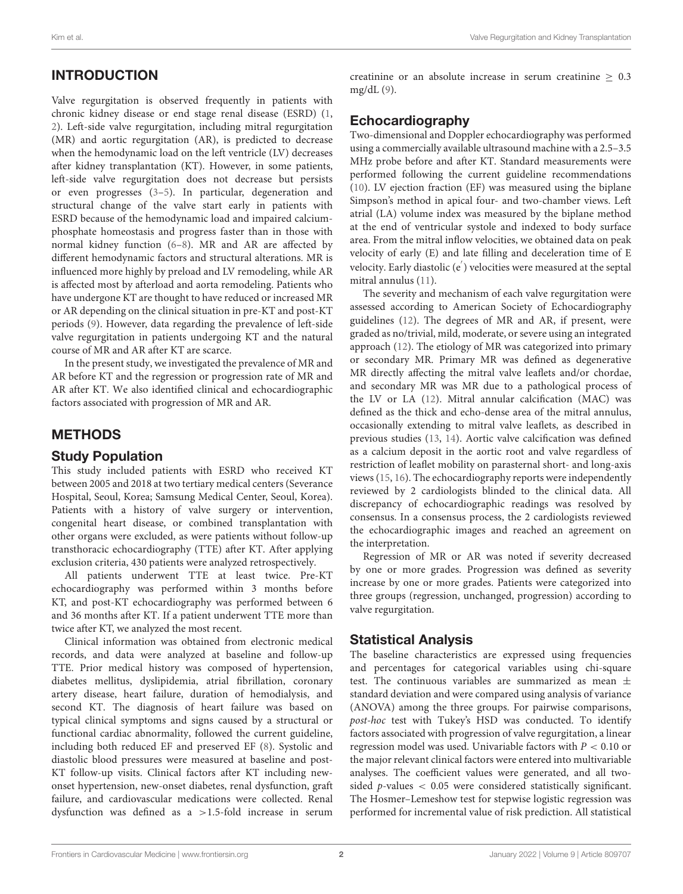## INTRODUCTION

Valve regurgitation is observed frequently in patients with chronic kidney disease or end stage renal disease (ESRD) (1, 2). Left-side valve regurgitation, including mitral regurgitation (MR) and aortic regurgitation (AR), is predicted to decrease when the hemodynamic load on the left ventricle (LV) decreases after kidney transplantation (KT). However, in some patients, left-side valve regurgitation does not decrease but persists or even progresses (3–5). In particular, degeneration and structural change of the valve start early in patients with ESRD because of the hemodynamic load and impaired calcium-phosphate homeostasis and progress faster than in those with normal kidney function (6–8). MR and AR are affected by different hemodynamic factors and structural alterations. MR is influenced more highly by preload and LV remodeling, while AR is affected most by afterload and aorta remodeling. Patients who have undergone KT are thought to have reduced or increased MR or AR depending on the clinical situation in pre-KT and post-KT periods (9). However, data regarding the prevalence of left-side valve regurgitation in patients undergoing KT and the natural course of MR and AR after KT are scarce.

In the present study, we investigated the prevalence of MR and AR before KT and the regression or progression rate of MR and AR after KT. We also identified clinical and echocardiographic factors associated with progression of MR and AR.

## METHODS

### Study Population

This study included patients with ESRD who received KT between 2005 and 2018 at two tertiary medical centers (Severance Hospital, Seoul, Korea; Samsung Medical Center, Seoul, Korea). Patients with a history of valve surgery or intervention, congenital heart disease, or combined transplantation with other organs were excluded, as were patients without follow-up transthoracic echocardiography (TTE) after KT. After applying exclusion criteria, 430 patients were analyzed retrospectively.

All patients underwent TTE at least twice. Pre-KT echocardiography was performed within 3 months before KT, and post-KT echocardiography was performed between 6 and 36 months after KT. If a patient underwent TTE more than twice after KT, we analyzed the most recent.

Clinical information was obtained from electronic medical records, and data were analyzed at baseline and follow-up TTE. Prior medical history was composed of hypertension, diabetes mellitus, dyslipidemia, atrial fibrillation, coronary artery disease, heart failure, duration of hemodialysis, and second KT. The diagnosis of heart failure was based on typical clinical symptoms and signs caused by a structural or functional cardiac abnormality, followed the current guideline, including both reduced EF and preserved EF (8). Systolic and diastolic blood pressures were measured at baseline and post-KT follow-up visits. Clinical factors after KT including new-onset hypertension, new-onset diabetes, renal dysfunction, graft failure, and cardiovascular medications were collected. Renal dysfunction was defined as a >1.5-fold increase in serum creatinine or an absolute increase in serum creatinine $\geq$ 0.3 mg/dL (9).

### Echocardiography

Two-dimensional and Doppler echocardiography was performed using a commercially available ultrasound machine with a 2.5–3.5 MHz probe before and after KT. Standard measurements were performed following the current guideline recommendations (10). LV ejection fraction (EF) was measured using the biplane Simpson's method in apical four- and two-chamber views. Left atrial (LA) volume index was measured by the biplane method at the end of ventricular systole and indexed to body surface area. From the mitral inflow velocities, we obtained data on peak velocity of early (E) and late filling and deceleration time of E velocity. Early diastolic ($e'$) velocities were measured at the septal mitral annulus (11).

The severity and mechanism of each valve regurgitation were assessed according to American Society of Echocardiography guidelines (12). The degrees of MR and AR, if present, were graded as no/trivial, mild, moderate, or severe using an integrated approach (12). The etiology of MR was categorized into primary or secondary MR. Primary MR was defined as degenerative MR directly affecting the mitral valve leaflets and/or chordae, and secondary MR was MR due to a pathological process of the LV or LA (12). Mitral annular calcification (MAC) was defined as the thick and echo-dense area of the mitral annulus, occasionally extending to mitral valve leaflets, as described in previous studies (13, 14). Aortic valve calcification was defined as a calcium deposit in the aortic root and valve regardless of restriction of leaflet mobility on parasternal short- and long-axis views (15, 16). The echocardiography reports were independently reviewed by 2 cardiologists blinded to the clinical data. All discrepancy of echocardiographic readings was resolved by consensus. In a consensus process, the 2 cardiologists reviewed the echocardiographic images and reached an agreement on the interpretation.

Regression of MR or AR was noted if severity decreased by one or more grades. Progression was defined as severity increase by one or more grades. Patients were categorized into three groups (regression, unchanged, progression) according to valve regurgitation.

### Statistical Analysis

The baseline characteristics are expressed using frequencies and percentages for categorical variables using chi-square test. The continuous variables are summarized as mean $\pm$ standard deviation and were compared using analysis of variance (ANOVA) among the three groups. For pairwise comparisons, *post-hoc* test with Tukey's HSD was conducted. To identify factors associated with progression of valve regurgitation, a linear regression model was used. Univariable factors with $P < 0.10$ or the major relevant clinical factors were entered into multivariable analyses. The coefficient values were generated, and all two-sided *p*-values $< 0.05$ were considered statistically significant. The Hosmer–Lemeshow test for stepwise logistic regression was performed for incremental value of risk prediction. All statistical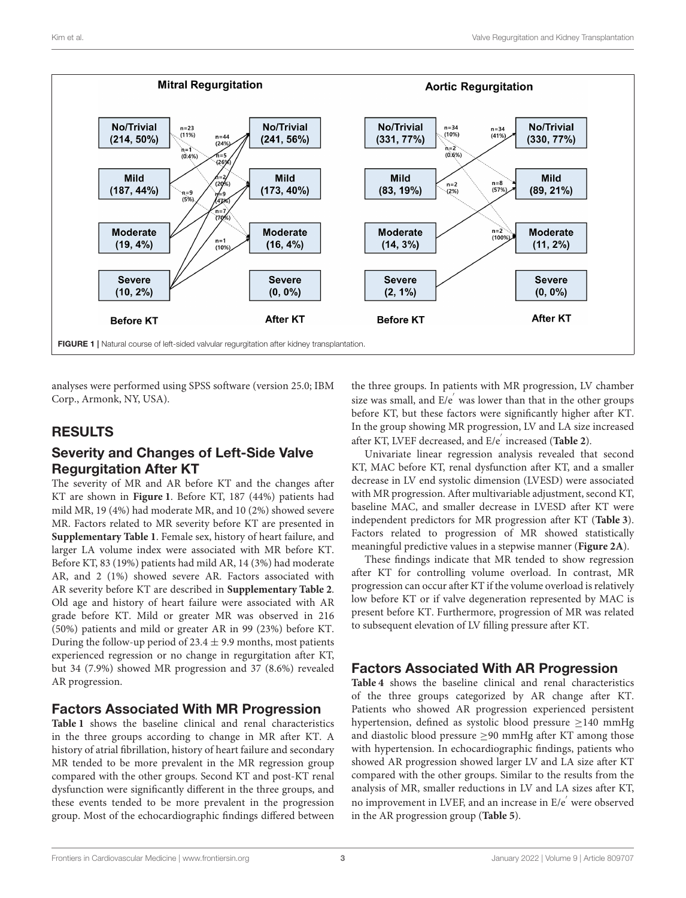FIGURE 1 | Natural course of left-sided valvular regurgitation after kidney transplantation.

analyses were performed using SPSS software (version 25.0; IBM Corp., Armonk, NY, USA).

## RESULTS

### Severity and Changes of Left-Side Valve Regurgitation After KT

The severity of MR and AR before KT and the changes after KT are shown in **Figure 1**. Before KT, 187 (44%) patients had mild MR, 19 (4%) had moderate MR, and 10 (2%) showed severe MR. Factors related to MR severity before KT are presented in **Supplementary Table 1**. Female sex, history of heart failure, and larger LA volume index were associated with MR before KT. Before KT, 83 (19%) patients had mild AR, 14 (3%) had moderate AR, and 2 (1%) showed severe AR. Factors associated with AR severity before KT are described in **Supplementary Table 2**. Old age and history of heart failure were associated with AR grade before KT. Mild or greater MR was observed in 216 (50%) patients and mild or greater AR in 99 (23%) before KT. During the follow-up period of 23.4 ± 9.9 months, most patients experienced regression or no change in regurgitation after KT, but 34 (7.9%) showed MR progression and 37 (8.6%) revealed AR progression.

### Factors Associated With MR Progression

**Table 1** shows the baseline clinical and renal characteristics in the three groups according to change in MR after KT. A history of atrial fibrillation, history of heart failure and secondary MR tended to be more prevalent in the MR regression group compared with the other groups. Second KT and post-KT renal dysfunction were significantly different in the three groups, and these events tended to be more prevalent in the progression group. Most of the echocardiographic findings differed between the three groups. In patients with MR progression, LV chamber size was small, and $E/e'$ was lower than that in the other groups before KT, but these factors were significantly higher after KT. In the group showing MR progression, LV and LA size increased after KT, LVEF decreased, and $E/e'$ increased (**Table 2**).

Univariate linear regression analysis revealed that second KT, MAC before KT, renal dysfunction after KT, and a smaller decrease in LV end systolic dimension (LVESD) were associated with MR progression. After multivariable adjustment, second KT, baseline MAC, and smaller decrease in LVESD after KT were independent predictors for MR progression after KT (**Table 3**). Factors related to progression of MR showed statistically meaningful predictive values in a stepwise manner (**Figure 2A**).

These findings indicate that MR tended to show regression after KT for controlling volume overload. In contrast, MR progression can occur after KT if the volume overload is relatively low before KT or if valve degeneration represented by MAC is present before KT. Furthermore, progression of MR was related to subsequent elevation of LV filling pressure after KT.

### Factors Associated With AR Progression

**Table 4** shows the baseline clinical and renal characteristics of the three groups categorized by AR change after KT. Patients who showed AR progression experienced persistent hypertension, defined as systolic blood pressure ≥140 mmHg and diastolic blood pressure ≥90 mmHg after KT among those with hypertension. In echocardiographic findings, patients who showed AR progression showed larger LV and LA size after KT compared with the other groups. Similar to the results from the analysis of MR, smaller reductions in LV and LA sizes after KT, no improvement in LVEF, and an increase in $E/e'$ were observed in the AR progression group (**Table 5**).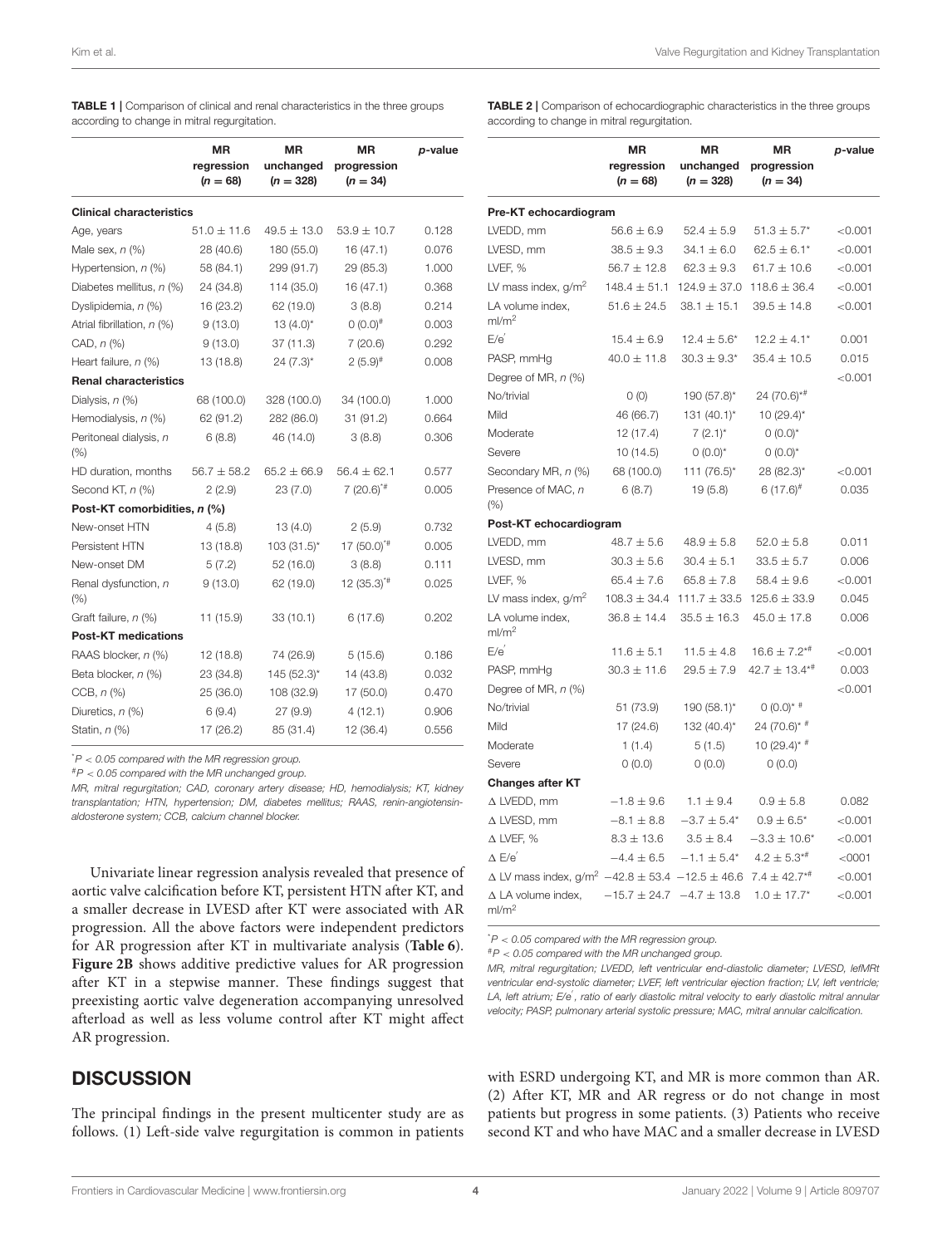**TABLE 1 |** Comparison of clinical and renal characteristics in the three groups according to change in mitral regurgitation.

| | MR regression (n = 68) | MR unchanged (n = 328) | MR progression (n = 34) | p-value |
|---|---|---|---|---|
| **Clinical characteristics** | | | | |
| Age, years | 51.0 ± 11.6 | 49.5 ± 13.0 | 53.9 ± 10.7 | 0.128 |
| Male sex, n (%) | 28 (40.6) | 180 (55.0) | 16 (47.1) | 0.076 |
| Hypertension, n (%) | 58 (84.1) | 299 (91.7) | 29 (85.3) | 1.000 |
| Diabetes mellitus, n (%) | 24 (34.8) | 114 (35.0) | 16 (47.1) | 0.368 |
| Dyslipidemia, n (%) | 16 (23.2) | 62 (19.0) | 3 (8.8) | 0.214 |
| Atrial fibrillation, n (%) | 9 (13.0) | 13 (4.0)* | 0 (0.0)# | 0.003 |
| CAD, n (%) | 9 (13.0) | 37 (11.3) | 7 (20.6) | 0.292 |
| Heart failure, n (%) | 13 (18.8) | 24 (7.3)* | 2 (5.9)# | 0.008 |
| **Renal characteristics** | | | | |
| Dialysis, n (%) | 68 (100.0) | 328 (100.0) | 34 (100.0) | 1.000 |
| Hemodialysis, n (%) | 62 (91.2) | 282 (86.0) | 31 (91.2) | 0.664 |
| Peritoneal dialysis, n (%) | 6 (8.8) | 46 (14.0) | 3 (8.8) | 0.306 |
| HD duration, months | 56.7 ± 58.2 | 65.2 ± 66.9 | 56.4 ± 62.1 | 0.577 |
| Second KT, n (%) | 2 (2.9) | 23 (7.0) | 7 (20.6)*# | 0.005 |
| **Post-KT comorbidities, n (%)** | | | | |
| New-onset HTN | 4 (5.8) | 13 (4.0) | 2 (5.9) | 0.732 |
| Persistent HTN | 13 (18.8) | 103 (31.5)* | 17 (50.0)*# | 0.005 |
| New-onset DM | 5 (7.2) | 52 (16.0) | 3 (8.8) | 0.111 |
| Renal dysfunction, n (%) | 9 (13.0) | 62 (19.0) | 12 (35.3)*# | 0.025 |
| Graft failure, n (%) | 11 (15.9) | 33 (10.1) | 6 (17.6) | 0.202 |
| **Post-KT medications** | | | | |
| RAAS blocker, n (%) | 12 (18.8) | 74 (26.9) | 5 (15.6) | 0.186 |
| Beta blocker, n (%) | 23 (34.8) | 145 (52.3)* | 14 (43.8) | 0.032 |
| CCB, n (%) | 25 (36.0) | 108 (32.9) | 17 (50.0) | 0.470 |
| Diuretics, n (%) | 6 (9.4) | 27 (9.9) | 4 (12.1) | 0.906 |
| Statin, n (%) | 17 (26.2) | 85 (31.4) | 12 (36.4) | 0.556 |

*$P < 0.05$ compared with the MR regression group.
#$P < 0.05$ compared with the MR unchanged group.
*MR, mitral regurgitation; CAD, coronary artery disease; HD, hemodialysis; KT, kidney transplantation; HTN, hypertension; DM, diabetes mellitus; RAAS, renin-angiotensin-aldosterone system; CCB, calcium channel blocker.*

**TABLE 2 |** Comparison of echocardiographic characteristics in the three groups according to change in mitral regurgitation.

| | MR regression (n = 68) | MR unchanged (n = 328) | MR progression (n = 34) | p-value |
|---|---|---|---|---|
| **Pre-KT echocardiogram** | | | | |
| LVEDD, mm | 56.6 ± 6.9 | 52.4 ± 5.9 | 51.3 ± 5.7* | <0.001 |
| LVESD, mm | 38.5 ± 9.3 | 34.1 ± 6.0 | 62.5 ± 6.1* | <0.001 |
| LVEF, % | 56.7 ± 12.8 | 62.3 ± 9.3 | 61.7 ± 10.6 | <0.001 |
| LV mass index, g/m² | 148.4 ± 51.1 | 124.9 ± 37.0 | 118.6 ± 36.4 | <0.001 |
| LA volume index, ml/m² | 51.6 ± 24.5 | 38.1 ± 15.1 | 39.5 ± 14.8 | <0.001 |
| E/e′ | 15.4 ± 6.9 | 12.4 ± 5.6* | 12.2 ± 4.1* | 0.001 |
| PASP, mmHg | 40.0 ± 11.8 | 30.3 ± 9.3* | 35.4 ± 10.5 | 0.015 |
| Degree of MR, n (%) | | | | <0.001 |
| No/trivial | 0 (0) | 190 (57.8)* | 24 (70.6)*# | |
| Mild | 46 (66.7) | 131 (40.1)* | 10 (29.4)* | |
| Moderate | 12 (17.4) | 7 (2.1)* | 0 (0.0)* | |
| Severe | 10 (14.5) | 0 (0.0)* | 0 (0.0)* | |
| Secondary MR, n (%) | 68 (100.0) | 111 (76.5)* | 28 (82.3)* | <0.001 |
| Presence of MAC, n (%) | 6 (8.7) | 19 (5.8) | 6 (17.6)# | 0.035 |
| **Post-KT echocardiogram** | | | | |
| LVEDD, mm | 48.7 ± 5.6 | 48.9 ± 5.8 | 52.0 ± 5.8 | 0.011 |
| LVESD, mm | 30.3 ± 5.6 | 30.4 ± 5.1 | 33.5 ± 5.7 | 0.006 |
| LVEF, % | 65.4 ± 7.6 | 65.8 ± 7.8 | 58.4 ± 9.6 | <0.001 |
| LV mass index, g/m² | 108.3 ± 34.4 | 111.7 ± 33.5 | 125.6 ± 33.9 | 0.045 |
| LA volume index, ml/m² | 36.8 ± 14.4 | 35.5 ± 16.3 | 45.0 ± 17.8 | 0.006 |
| E/e′ | 11.6 ± 5.1 | 11.5 ± 4.8 | 16.6 ± 7.2*# | <0.001 |
| PASP, mmHg | 30.3 ± 11.6 | 29.5 ± 7.9 | 42.7 ± 13.4*# | 0.003 |
| Degree of MR, n (%) | | | | <0.001 |
| No/trivial | 51 (73.9) | 190 (58.1)* | 0 (0.0)* # | |
| Mild | 17 (24.6) | 132 (40.4)* | 24 (70.6)* # | |
| Moderate | 1 (1.4) | 5 (1.5) | 10 (29.4)* # | |
| Severe | 0 (0.0) | 0 (0.0) | 0 (0.0) | |
| **Changes after KT** | | | | |
| Δ LVEDD, mm | −1.8 ± 9.6 | 1.1 ± 9.4 | 0.9 ± 5.8 | 0.082 |
| Δ LVESD, mm | −8.1 ± 8.8 | −3.7 ± 5.4* | 0.9 ± 6.5* | <0.001 |
| Δ LVEF, % | 8.3 ± 13.6 | 3.5 ± 8.4 | −3.3 ± 10.6* | <0.001 |
| Δ E/e′ | −4.4 ± 6.5 | −1.1 ± 5.4* | 4.2 ± 5.3*# | <0001 |
| Δ LV mass index, g/m² | −42.8 ± 53.4 | −12.5 ± 46.6 | 7.4 ± 42.7*# | <0.001 |
| Δ LA volume index, ml/m² | −15.7 ± 24.7 | −4.7 ± 13.8 | 1.0 ± 17.7* | <0.001 |

*$P < 0.05$ compared with the MR regression group.
#$P < 0.05$ compared with the MR unchanged group.
*MR, mitral regurgitation; LVEDD, left ventricular end-diastolic diameter; LVESD, lefMRt ventricular end-systolic diameter; LVEF, left ventricular ejection fraction; LV, left ventricle; LA, left atrium; E/e′, ratio of early diastolic mitral velocity to early diastolic mitral annular velocity; PASP, pulmonary arterial systolic pressure; MAC, mitral annular calcification.*

Univariate linear regression analysis revealed that presence of aortic valve calcification before KT, persistent HTN after KT, and a smaller decrease in LVESD after KT were associated with AR progression. All the above factors were independent predictors for AR progression after KT in multivariate analysis (**Table 6**). **Figure 2B** shows additive predictive values for AR progression after KT in a stepwise manner. These findings suggest that preexisting aortic valve degeneration accompanying unresolved afterload as well as less volume control after KT might affect AR progression.

## DISCUSSION

The principal findings in the present multicenter study are as follows. (1) Left-side valve regurgitation is common in patients with ESRD undergoing KT, and MR is more common than AR. (2) After KT, MR and AR regress or do not change in most patients but progress in some patients. (3) Patients who receive second KT and who have MAC and a smaller decrease in LVESD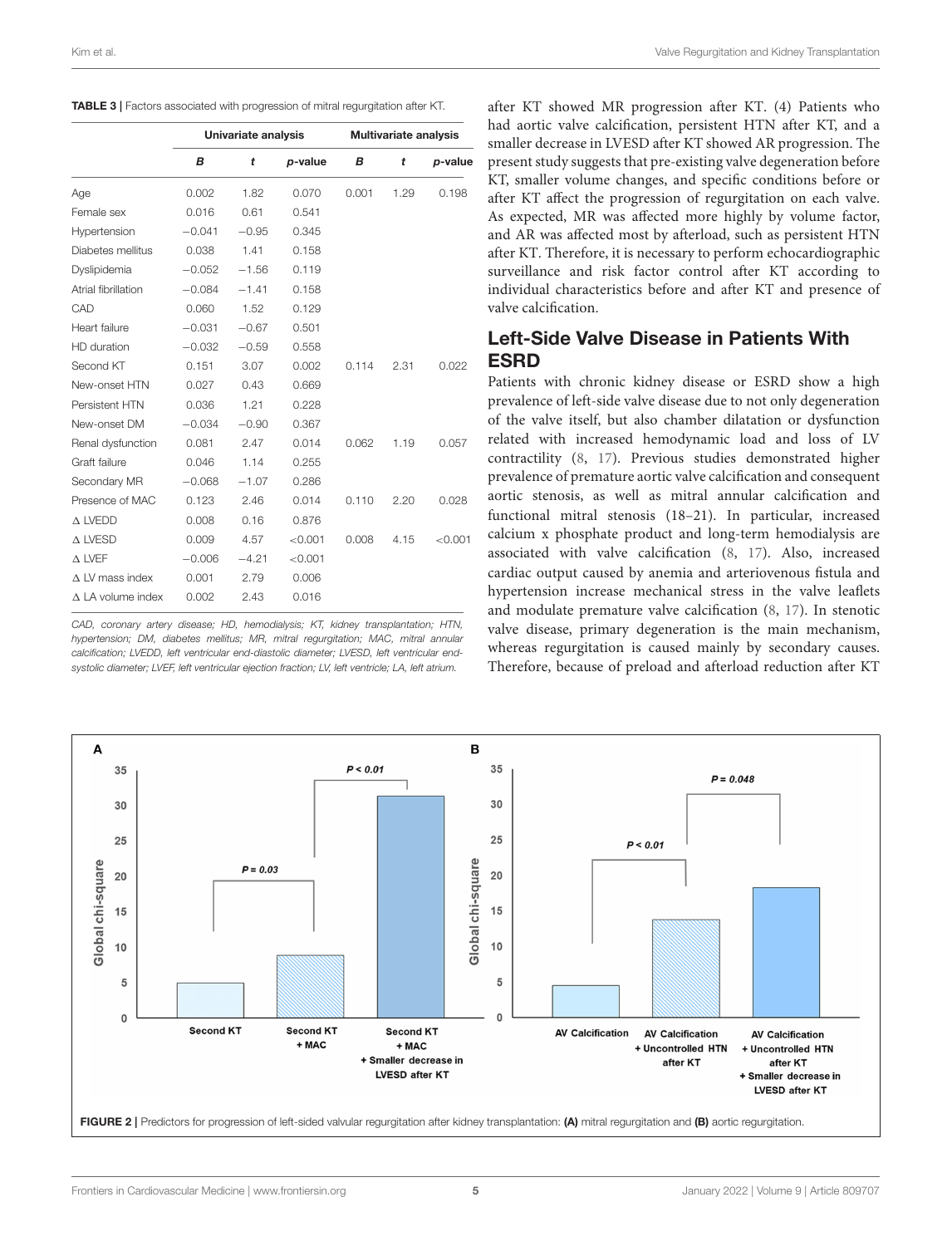**TABLE 3 |** Factors associated with progression of mitral regurgitation after KT.

| | Univariate analysis | | | Multivariate analysis | | |
|---|---|---|---|---|---|---|
| | ***B*** | ***t*** | ***p*-value** | ***B*** | ***t*** | ***p*-value** |
| Age | 0.002 | 1.82 | 0.070 | 0.001 | 1.29 | 0.198 |
| Female sex | 0.016 | 0.61 | 0.541 | | | |
| Hypertension | −0.041 | −0.95 | 0.345 | | | |
| Diabetes mellitus | 0.038 | 1.41 | 0.158 | | | |
| Dyslipidemia | −0.052 | −1.56 | 0.119 | | | |
| Atrial fibrillation | −0.084 | −1.41 | 0.158 | | | |
| CAD | 0.060 | 1.52 | 0.129 | | | |
| Heart failure | −0.031 | −0.67 | 0.501 | | | |
| HD duration | −0.032 | −0.59 | 0.558 | | | |
| Second KT | 0.151 | 3.07 | 0.002 | 0.114 | 2.31 | 0.022 |
| New-onset HTN | 0.027 | 0.43 | 0.669 | | | |
| Persistent HTN | 0.036 | 1.21 | 0.228 | | | |
| New-onset DM | −0.034 | −0.90 | 0.367 | | | |
| Renal dysfunction | 0.081 | 2.47 | 0.014 | 0.062 | 1.19 | 0.057 |
| Graft failure | 0.046 | 1.14 | 0.255 | | | |
| Secondary MR | −0.068 | −1.07 | 0.286 | | | |
| Presence of MAC | 0.123 | 2.46 | 0.014 | 0.110 | 2.20 | 0.028 |
| Δ LVEDD | 0.008 | 0.16 | 0.876 | | | |
| Δ LVESD | 0.009 | 4.57 | <0.001 | 0.008 | 4.15 | <0.001 |
| Δ LVEF | −0.006 | −4.21 | <0.001 | | | |
| Δ LV mass index | 0.001 | 2.79 | 0.006 | | | |
| Δ LA volume index | 0.002 | 2.43 | 0.016 | | | |

*CAD, coronary artery disease; HD, hemodialysis; KT, kidney transplantation; HTN, hypertension; DM, diabetes mellitus; MR, mitral regurgitation; MAC, mitral annular calcification; LVEDD, left ventricular end-diastolic diameter; LVESD, left ventricular end-systolic diameter; LVEF, left ventricular ejection fraction; LV, left ventricle; LA, left atrium.*

after KT showed MR progression after KT. (4) Patients who had aortic valve calcification, persistent HTN after KT, and a smaller decrease in LVESD after KT showed AR progression. The present study suggests that pre-existing valve degeneration before KT, smaller volume changes, and specific conditions before or after KT affect the progression of regurgitation on each valve. As expected, MR was affected more highly by volume factor, and AR was affected most by afterload, such as persistent HTN after KT. Therefore, it is necessary to perform echocardiographic surveillance and risk factor control after KT according to individual characteristics before and after KT and presence of valve calcification.

## Left-Side Valve Disease in Patients With ESRD

Patients with chronic kidney disease or ESRD show a high prevalence of left-side valve disease due to not only degeneration of the valve itself, but also chamber dilatation or dysfunction related with increased hemodynamic load and loss of LV contractility (8, 17). Previous studies demonstrated higher prevalence of premature aortic valve calcification and consequent aortic stenosis, as well as mitral annular calcification and functional mitral stenosis (18–21). In particular, increased calcium x phosphate product and long-term hemodialysis are associated with valve calcification (8, 17). Also, increased cardiac output caused by anemia and arteriovenous fistula and hypertension increase mechanical stress in the valve leaflets and modulate premature valve calcification (8, 17). In stenotic valve disease, primary degeneration is the main mechanism, whereas regurgitation is caused mainly by secondary causes. Therefore, because of preload and afterload reduction after KT

**FIGURE 2 |** Predictors for progression of left-sided valvular regurgitation after kidney transplantation: **(A)** mitral regurgitation and **(B)** aortic regurgitation.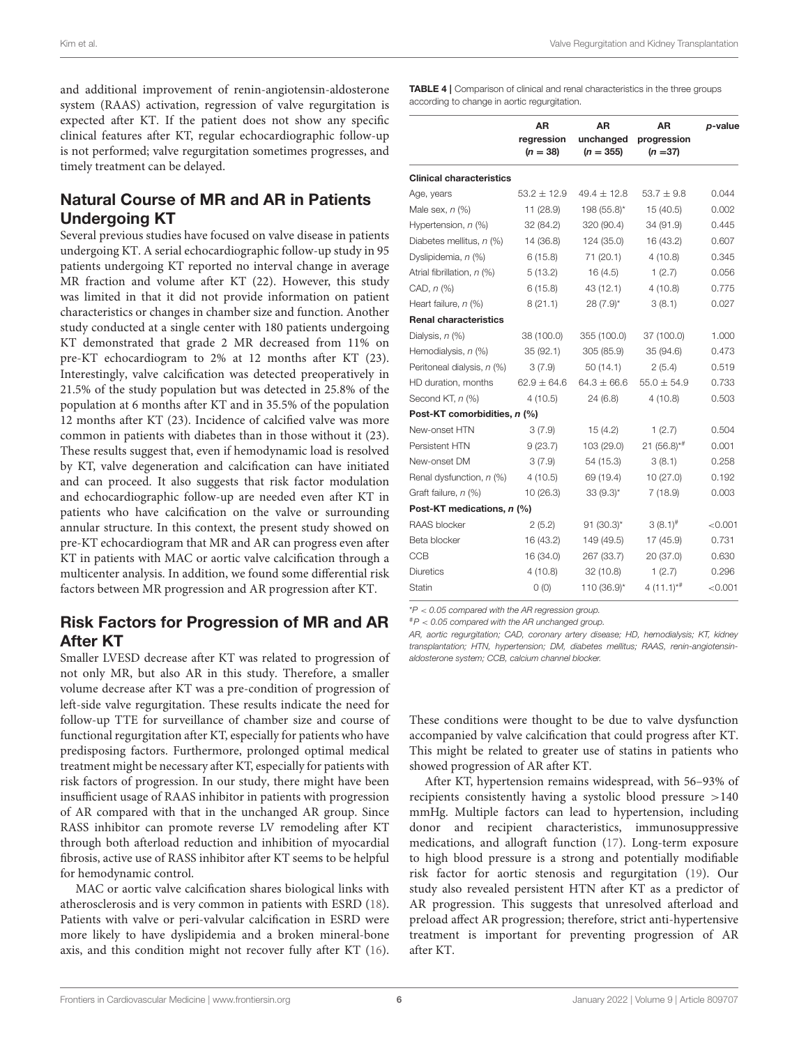and additional improvement of renin-angiotensin-aldosterone system (RAAS) activation, regression of valve regurgitation is expected after KT. If the patient does not show any specific clinical features after KT, regular echocardiographic follow-up is not performed; valve regurgitation sometimes progresses, and timely treatment can be delayed.

## Natural Course of MR and AR in Patients Undergoing KT

Several previous studies have focused on valve disease in patients undergoing KT. A serial echocardiographic follow-up study in 95 patients undergoing KT reported no interval change in average MR fraction and volume after KT (22). However, this study was limited in that it did not provide information on patient characteristics or changes in chamber size and function. Another study conducted at a single center with 180 patients undergoing KT demonstrated that grade 2 MR decreased from 11% on pre-KT echocardiogram to 2% at 12 months after KT (23). Interestingly, valve calcification was detected preoperatively in 21.5% of the study population but was detected in 25.8% of the population at 6 months after KT and in 35.5% of the population 12 months after KT (23). Incidence of calcified valve was more common in patients with diabetes than in those without it (23). These results suggest that, even if hemodynamic load is resolved by KT, valve degeneration and calcification can have initiated and can proceed. It also suggests that risk factor modulation and echocardiographic follow-up are needed even after KT in patients who have calcification on the valve or surrounding annular structure. In this context, the present study showed on pre-KT echocardiogram that MR and AR can progress even after KT in patients with MAC or aortic valve calcification through a multicenter analysis. In addition, we found some differential risk factors between MR progression and AR progression after KT.

## Risk Factors for Progression of MR and AR After KT

Smaller LVESD decrease after KT was related to progression of not only MR, but also AR in this study. Therefore, a smaller volume decrease after KT was a pre-condition of progression of left-side valve regurgitation. These results indicate the need for follow-up TTE for surveillance of chamber size and course of functional regurgitation after KT, especially for patients who have predisposing factors. Furthermore, prolonged optimal medical treatment might be necessary after KT, especially for patients with risk factors of progression. In our study, there might have been insufficient usage of RAAS inhibitor in patients with progression of AR compared with that in the unchanged AR group. Since RASS inhibitor can promote reverse LV remodeling after KT through both afterload reduction and inhibition of myocardial fibrosis, active use of RASS inhibitor after KT seems to be helpful for hemodynamic control.

MAC or aortic valve calcification shares biological links with atherosclerosis and is very common in patients with ESRD (18). Patients with valve or peri-valvular calcification in ESRD were more likely to have dyslipidemia and a broken mineral-bone axis, and this condition might not recover fully after KT (16).

**TABLE 4 |** Comparison of clinical and renal characteristics in the three groups according to change in aortic regurgitation.

| | AR regression ($n$ = 38) | AR unchanged ($n$ = 355) | AR progression ($n$ =37) | $p$-value |
|---|---|---|---|---|
| **Clinical characteristics** | | | | |
| Age, years | 53.2 ± 12.9 | 49.4 ± 12.8 | 53.7 ± 9.8 | 0.044 |
| Male sex, $n$ (%) | 11 (28.9) | 198 (55.8)* | 15 (40.5) | 0.002 |
| Hypertension, $n$ (%) | 32 (84.2) | 320 (90.4) | 34 (91.9) | 0.445 |
| Diabetes mellitus, $n$ (%) | 14 (36.8) | 124 (35.0) | 16 (43.2) | 0.607 |
| Dyslipidemia, $n$ (%) | 6 (15.8) | 71 (20.1) | 4 (10.8) | 0.345 |
| Atrial fibrillation, $n$ (%) | 5 (13.2) | 16 (4.5) | 1 (2.7) | 0.056 |
| CAD, $n$ (%) | 6 (15.8) | 43 (12.1) | 4 (10.8) | 0.775 |
| Heart failure, $n$ (%) | 8 (21.1) | 28 (7.9)* | 3 (8.1) | 0.027 |
| **Renal characteristics** | | | | |
| Dialysis, $n$ (%) | 38 (100.0) | 355 (100.0) | 37 (100.0) | 1.000 |
| Hemodialysis, $n$ (%) | 35 (92.1) | 305 (85.9) | 35 (94.6) | 0.473 |
| Peritoneal dialysis, $n$ (%) | 3 (7.9) | 50 (14.1) | 2 (5.4) | 0.519 |
| HD duration, months | 62.9 ± 64.6 | 64.3 ± 66.6 | 55.0 ± 54.9 | 0.733 |
| Second KT, $n$ (%) | 4 (10.5) | 24 (6.8) | 4 (10.8) | 0.503 |
| **Post-KT comorbidities, $n$ (%)** | | | | |
| New-onset HTN | 3 (7.9) | 15 (4.2) | 1 (2.7) | 0.504 |
| Persistent HTN | 9 (23.7) | 103 (29.0) | 21 (56.8)*# | 0.001 |
| New-onset DM | 3 (7.9) | 54 (15.3) | 3 (8.1) | 0.258 |
| Renal dysfunction, $n$ (%) | 4 (10.5) | 69 (19.4) | 10 (27.0) | 0.192 |
| Graft failure, $n$ (%) | 10 (26.3) | 33 (9.3)* | 7 (18.9) | 0.003 |
| **Post-KT medications, $n$ (%)** | | | | |
| RAAS blocker | 2 (5.2) | 91 (30.3)* | 3 (8.1)# | <0.001 |
| Beta blocker | 16 (43.2) | 149 (49.5) | 17 (45.9) | 0.731 |
| CCB | 16 (34.0) | 267 (33.7) | 20 (37.0) | 0.630 |
| Diuretics | 4 (10.8) | 32 (10.8) | 1 (2.7) | 0.296 |
| Statin | 0 (0) | 110 (36.9)* | 4 (11.1)*# | <0.001 |

*$P < 0.05$ compared with the AR regression group.
#$P < 0.05$ compared with the AR unchanged group.
AR, aortic regurgitation; CAD, coronary artery disease; HD, hemodialysis; KT, kidney transplantation; HTN, hypertension; DM, diabetes mellitus; RAAS, renin-angiotensin-aldosterone system; CCB, calcium channel blocker.

These conditions were thought to be due to valve dysfunction accompanied by valve calcification that could progress after KT. This might be related to greater use of statins in patients who showed progression of AR after KT.

After KT, hypertension remains widespread, with 56–93% of recipients consistently having a systolic blood pressure >140 mmHg. Multiple factors can lead to hypertension, including donor and recipient characteristics, immunosuppressive medications, and allograft function (17). Long-term exposure to high blood pressure is a strong and potentially modifiable risk factor for aortic stenosis and regurgitation (19). Our study also revealed persistent HTN after KT as a predictor of AR progression. This suggests that unresolved afterload and preload affect AR progression; therefore, strict anti-hypertensive treatment is important for preventing progression of AR after KT.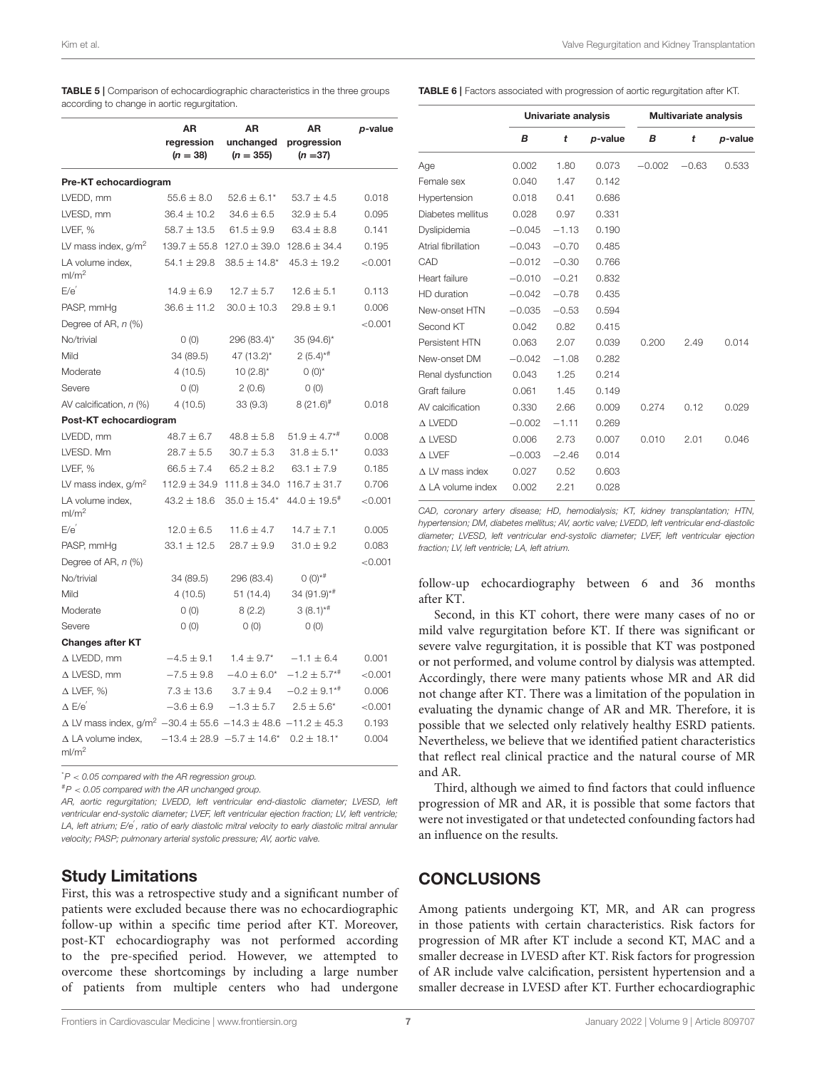**TABLE 5 |** Comparison of echocardiographic characteristics in the three groups according to change in aortic regurgitation.

| | AR regression ($n$ = 38) | AR unchanged ($n$ = 355) | AR progression ($n$ =37) | $p$-value |
|---|---|---|---|---|
| **Pre-KT echocardiogram** | | | | |
| LVEDD, mm | 55.6 ± 8.0 | 52.6 ± 6.1* | 53.7 ± 4.5 | 0.018 |
| LVESD, mm | 36.4 ± 10.2 | 34.6 ± 6.5 | 32.9 ± 5.4 | 0.095 |
| LVEF, % | 58.7 ± 13.5 | 61.5 ± 9.9 | 63.4 ± 8.8 | 0.141 |
| LV mass index, g/m$^2$ | 139.7 ± 55.8 | 127.0 ± 39.0 | 128.6 ± 34.4 | 0.195 |
| LA volume index, ml/m$^2$ | 54.1 ± 29.8 | 38.5 ± 14.8* | 45.3 ± 19.2 | <0.001 |
| E/e′ | 14.9 ± 6.9 | 12.7 ± 5.7 | 12.6 ± 5.1 | 0.113 |
| PASP, mmHg | 36.6 ± 11.2 | 30.0 ± 10.3 | 29.8 ± 9.1 | 0.006 |
| Degree of AR, $n$ (%) | | | | <0.001 |
| No/trivial | 0 (0) | 296 (83.4)* | 35 (94.6)* | |
| Mild | 34 (89.5) | 47 (13.2)* | 2 (5.4)*# | |
| Moderate | 4 (10.5) | 10 (2.8)* | 0 (0)* | |
| Severe | 0 (0) | 2 (0.6) | 0 (0) | |
| AV calcification, $n$ (%) | 4 (10.5) | 33 (9.3) | 8 (21.6)# | 0.018 |
| **Post-KT echocardiogram** | | | | |
| LVEDD, mm | 48.7 ± 6.7 | 48.8 ± 5.8 | 51.9 ± 4.7*# | 0.008 |
| LVESD. Mm | 28.7 ± 5.5 | 30.7 ± 5.3 | 31.8 ± 5.1* | 0.033 |
| LVEF, % | 66.5 ± 7.4 | 65.2 ± 8.2 | 63.1 ± 7.9 | 0.185 |
| LV mass index, g/m$^2$ | 112.9 ± 34.9 | 111.8 ± 34.0 | 116.7 ± 31.7 | 0.706 |
| LA volume index, ml/m$^2$ | 43.2 ± 18.6 | 35.0 ± 15.4* | 44.0 ± 19.5# | <0.001 |
| E/e′ | 12.0 ± 6.5 | 11.6 ± 4.7 | 14.7 ± 7.1 | 0.005 |
| PASP, mmHg | 33.1 ± 12.5 | 28.7 ± 9.9 | 31.0 ± 9.2 | 0.083 |
| Degree of AR, $n$ (%) | | | | <0.001 |
| No/trivial | 34 (89.5) | 296 (83.4) | 0 (0)*# | |
| Mild | 4 (10.5) | 51 (14.4) | 34 (91.9)*# | |
| Moderate | 0 (0) | 8 (2.2) | 3 (8.1)*# | |
| Severe | 0 (0) | 0 (0) | 0 (0) | |
| **Changes after KT** | | | | |
| Δ LVEDD, mm | −4.5 ± 9.1 | 1.4 ± 9.7* | −1.1 ± 6.4 | 0.001 |
| Δ LVESD, mm | −7.5 ± 9.8 | −4.0 ± 6.0* | −1.2 ± 5.7*# | <0.001 |
| Δ LVEF, %) | 7.3 ± 13.6 | 3.7 ± 9.4 | −0.2 ± 9.1*# | 0.006 |
| Δ E/e′ | −3.6 ± 6.9 | −1.3 ± 5.7 | 2.5 ± 5.6* | <0.001 |
| Δ LV mass index, g/m$^2$ | −30.4 ± 55.6 | −14.3 ± 48.6 | −11.2 ± 45.3 | 0.193 |
| Δ LA volume index, ml/m$^2$ | −13.4 ± 28.9 | −5.7 ± 14.6* | 0.2 ± 18.1* | 0.004 |

*$P < 0.05$ compared with the AR regression group.

#$P < 0.05$ compared with the AR unchanged group.

*AR, aortic regurgitation; LVEDD, left ventricular end-diastolic diameter; LVESD, left ventricular end-systolic diameter; LVEF, left ventricular ejection fraction; LV, left ventricle; LA, left atrium; E/e′, ratio of early diastolic mitral velocity to early diastolic mitral annular velocity; PASP; pulmonary arterial systolic pressure; AV, aortic valve.*

**TABLE 6 |** Factors associated with progression of aortic regurgitation after KT.

| | Univariate analysis | | | Multivariate analysis | | |
|---|---|---|---|---|---|---|
| | ***B*** | ***t*** | ***p*-value** | ***B*** | ***t*** | ***p*-value** |
| Age | 0.002 | 1.80 | 0.073 | −0.002 | −0.63 | 0.533 |
| Female sex | 0.040 | 1.47 | 0.142 | | | |
| Hypertension | 0.018 | 0.41 | 0.686 | | | |
| Diabetes mellitus | 0.028 | 0.97 | 0.331 | | | |
| Dyslipidemia | −0.045 | −1.13 | 0.190 | | | |
| Atrial fibrillation | −0.043 | −0.70 | 0.485 | | | |
| CAD | −0.012 | −0.30 | 0.766 | | | |
| Heart failure | −0.010 | −0.21 | 0.832 | | | |
| HD duration | −0.042 | −0.78 | 0.435 | | | |
| New-onset HTN | −0.035 | −0.53 | 0.594 | | | |
| Second KT | 0.042 | 0.82 | 0.415 | | | |
| Persistent HTN | 0.063 | 2.07 | 0.039 | 0.200 | 2.49 | 0.014 |
| New-onset DM | −0.042 | −1.08 | 0.282 | | | |
| Renal dysfunction | 0.043 | 1.25 | 0.214 | | | |
| Graft failure | 0.061 | 1.45 | 0.149 | | | |
| AV calcification | 0.330 | 2.66 | 0.009 | 0.274 | 0.12 | 0.029 |
| Δ LVEDD | −0.002 | −1.11 | 0.269 | | | |
| Δ LVESD | 0.006 | 2.73 | 0.007 | 0.010 | 2.01 | 0.046 |
| Δ LVEF | −0.003 | −2.46 | 0.014 | | | |
| Δ LV mass index | 0.027 | 0.52 | 0.603 | | | |
| Δ LA volume index | 0.002 | 2.21 | 0.028 | | | |

*CAD, coronary artery disease; HD, hemodialysis; KT, kidney transplantation; HTN, hypertension; DM, diabetes mellitus; AV, aortic valve; LVEDD, left ventricular end-diastolic diameter; LVESD, left ventricular end-systolic diameter; LVEF, left ventricular ejection fraction; LV, left ventricle; LA, left atrium.*

## Study Limitations

First, this was a retrospective study and a significant number of patients were excluded because there was no echocardiographic follow-up within a specific time period after KT. Moreover, post-KT echocardiography was not performed according to the pre-specified period. However, we attempted to overcome these shortcomings by including a large number of patients from multiple centers who had undergone follow-up echocardiography between 6 and 36 months after KT.

Second, in this KT cohort, there were many cases of no or mild valve regurgitation before KT. If there was significant or severe valve regurgitation, it is possible that KT was postponed or not performed, and volume control by dialysis was attempted. Accordingly, there were many patients whose MR and AR did not change after KT. There was a limitation of the population in evaluating the dynamic change of AR and MR. Therefore, it is possible that we selected only relatively healthy ESRD patients. Nevertheless, we believe that we identified patient characteristics that reflect real clinical practice and the natural course of MR and AR.

Third, although we aimed to find factors that could influence progression of MR and AR, it is possible that some factors that were not investigated or that undetected confounding factors had an influence on the results.

## CONCLUSIONS

Among patients undergoing KT, MR, and AR can progress in those patients with certain characteristics. Risk factors for progression of MR after KT include a second KT, MAC and a smaller decrease in LVESD after KT. Risk factors for progression of AR include valve calcification, persistent hypertension and a smaller decrease in LVESD after KT. Further echocardiographic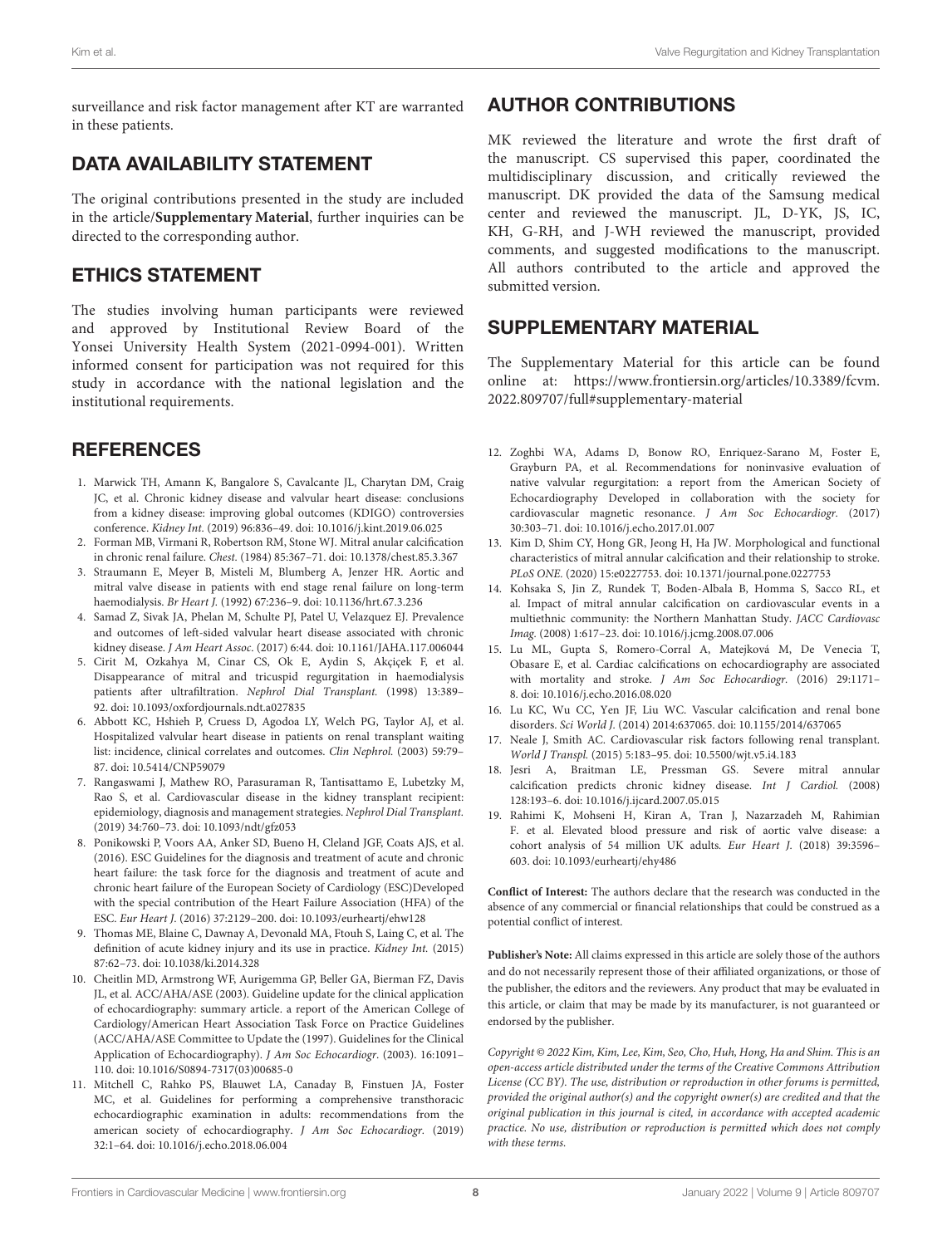surveillance and risk factor management after KT are warranted in these patients.

## DATA AVAILABILITY STATEMENT

The original contributions presented in the study are included in the article/**Supplementary Material**, further inquiries can be directed to the corresponding author.

## ETHICS STATEMENT

The studies involving human participants were reviewed and approved by Institutional Review Board of the Yonsei University Health System (2021-0994-001). Written informed consent for participation was not required for this study in accordance with the national legislation and the institutional requirements.

## AUTHOR CONTRIBUTIONS

MK reviewed the literature and wrote the first draft of the manuscript. CS supervised this paper, coordinated the multidisciplinary discussion, and critically reviewed the manuscript. DK provided the data of the Samsung medical center and reviewed the manuscript. JL, D-YK, JS, IC, KH, G-RH, and J-WH reviewed the manuscript, provided comments, and suggested modifications to the manuscript. All authors contributed to the article and approved the submitted version.

## SUPPLEMENTARY MATERIAL

The Supplementary Material for this article can be found online at: https://www.frontiersin.org/articles/10.3389/fcvm.2022.809707/full#supplementary-material

## REFERENCES

1. Marwick TH, Amann K, Bangalore S, Cavalcante JL, Charytan DM, Craig JC, et al. Chronic kidney disease and valvular heart disease: conclusions from a kidney disease: improving global outcomes (KDIGO) controversies conference. *Kidney Int.* (2019) 96:836–49. doi: 10.1016/j.kint.2019.06.025
2. Forman MB, Virmani R, Robertson RM, Stone WJ. Mitral anular calcification in chronic renal failure. *Chest.* (1984) 85:367–71. doi: 10.1378/chest.85.3.367
3. Straumann E, Meyer B, Misteli M, Blumberg A, Jenzer HR. Aortic and mitral valve disease in patients with end stage renal failure on long-term haemodialysis. *Br Heart J.* (1992) 67:236–9. doi: 10.1136/hrt.67.3.236
4. Samad Z, Sivak JA, Phelan M, Schulte PJ, Patel U, Velazquez EJ. Prevalence and outcomes of left-sided valvular heart disease associated with chronic kidney disease. *J Am Heart Assoc*. (2017) 6:44. doi: 10.1161/JAHA.117.006044
5. Cirit M, Ozkahya M, Cinar CS, Ok E, Aydin S, Akçiçek F, et al. Disappearance of mitral and tricuspid regurgitation in haemodialysis patients after ultrafiltration. *Nephrol Dial Transplant.* (1998) 13:389–92. doi: 10.1093/oxfordjournals.ndt.a027835
6. Abbott KC, Hshieh P, Cruess D, Agodoa LY, Welch PG, Taylor AJ, et al. Hospitalized valvular heart disease in patients on renal transplant waiting list: incidence, clinical correlates and outcomes. *Clin Nephrol.* (2003) 59:79–87. doi: 10.5414/CNP59079
7. Rangaswami J, Mathew RO, Parasuraman R, Tantisattamo E, Lubetzky M, Rao S, et al. Cardiovascular disease in the kidney transplant recipient: epidemiology, diagnosis and management strategies. *Nephrol Dial Transplant.* (2019) 34:760–73. doi: 10.1093/ndt/gfz053
8. Ponikowski P, Voors AA, Anker SD, Bueno H, Cleland JGF, Coats AJS, et al. (2016). ESC Guidelines for the diagnosis and treatment of acute and chronic heart failure: the task force for the diagnosis and treatment of acute and chronic heart failure of the European Society of Cardiology (ESC)Developed with the special contribution of the Heart Failure Association (HFA) of the ESC. *Eur Heart J.* (2016) 37:2129–200. doi: 10.1093/eurheartj/ehw128
9. Thomas ME, Blaine C, Dawnay A, Devonald MA, Ftouh S, Laing C, et al. The definition of acute kidney injury and its use in practice. *Kidney Int.* (2015) 87:62–73. doi: 10.1038/ki.2014.328
10. Cheitlin MD, Armstrong WF, Aurigemma GP, Beller GA, Bierman FZ, Davis JL, et al. ACC/AHA/ASE (2003). Guideline update for the clinical application of echocardiography: summary article. a report of the American College of Cardiology/American Heart Association Task Force on Practice Guidelines (ACC/AHA/ASE Committee to Update the (1997). Guidelines for the Clinical Application of Echocardiography). *J Am Soc Echocardiogr*. (2003). 16:1091–110. doi: 10.1016/S0894-7317(03)00685-0
11. Mitchell C, Rahko PS, Blauwet LA, Canaday B, Finstuen JA, Foster MC, et al. Guidelines for performing a comprehensive transthoracic echocardiographic examination in adults: recommendations from the american society of echocardiography. *J Am Soc Echocardiogr.* (2019) 32:1–64. doi: 10.1016/j.echo.2018.06.004
12. Zoghbi WA, Adams D, Bonow RO, Enriquez-Sarano M, Foster E, Grayburn PA, et al. Recommendations for noninvasive evaluation of native valvular regurgitation: a report from the American Society of Echocardiography Developed in collaboration with the society for cardiovascular magnetic resonance. *J Am Soc Echocardiogr.* (2017) 30:303–71. doi: 10.1016/j.echo.2017.01.007
13. Kim D, Shim CY, Hong GR, Jeong H, Ha JW. Morphological and functional characteristics of mitral annular calcification and their relationship to stroke. *PLoS ONE.* (2020) 15:e0227753. doi: 10.1371/journal.pone.0227753
14. Kohsaka S, Jin Z, Rundek T, Boden-Albala B, Homma S, Sacco RL, et al. Impact of mitral annular calcification on cardiovascular events in a multiethnic community: the Northern Manhattan Study. *JACC Cardiovasc Imag.* (2008) 1:617–23. doi: 10.1016/j.jcmg.2008.07.006
15. Lu ML, Gupta S, Romero-Corral A, Matejková M, De Venecia T, Obasare E, et al. Cardiac calcifications on echocardiography are associated with mortality and stroke. *J Am Soc Echocardiogr.* (2016) 29:1171–8. doi: 10.1016/j.echo.2016.08.020
16. Lu KC, Wu CC, Yen JF, Liu WC. Vascular calcification and renal bone disorders. *Sci World J.* (2014) 2014:637065. doi: 10.1155/2014/637065
17. Neale J, Smith AC. Cardiovascular risk factors following renal transplant. *World J Transpl.* (2015) 5:183–95. doi: 10.5500/wjt.v5.i4.183
18. Jesri A, Braitman LE, Pressman GS. Severe mitral annular calcification predicts chronic kidney disease. *Int J Cardiol.* (2008) 128:193–6. doi: 10.1016/j.ijcard.2007.05.015
19. Rahimi K, Mohseni H, Kiran A, Tran J, Nazarzadeh M, Rahimian F. et al. Elevated blood pressure and risk of aortic valve disease: a cohort analysis of 54 million UK adults. *Eur Heart J.* (2018) 39:3596–603. doi: 10.1093/eurheartj/ehy486

**Conflict of Interest:** The authors declare that the research was conducted in the absence of any commercial or financial relationships that could be construed as a potential conflict of interest.

**Publisher's Note:** All claims expressed in this article are solely those of the authors and do not necessarily represent those of their affiliated organizations, or those of the publisher, the editors and the reviewers. Any product that may be evaluated in this article, or claim that may be made by its manufacturer, is not guaranteed or endorsed by the publisher.

*Copyright © 2022 Kim, Kim, Lee, Kim, Seo, Cho, Huh, Hong, Ha and Shim. This is an open-access article distributed under the terms of the Creative Commons Attribution License (CC BY). The use, distribution or reproduction in other forums is permitted, provided the original author(s) and the copyright owner(s) are credited and that the original publication in this journal is cited, in accordance with accepted academic practice. No use, distribution or reproduction is permitted which does not comply with these terms.*